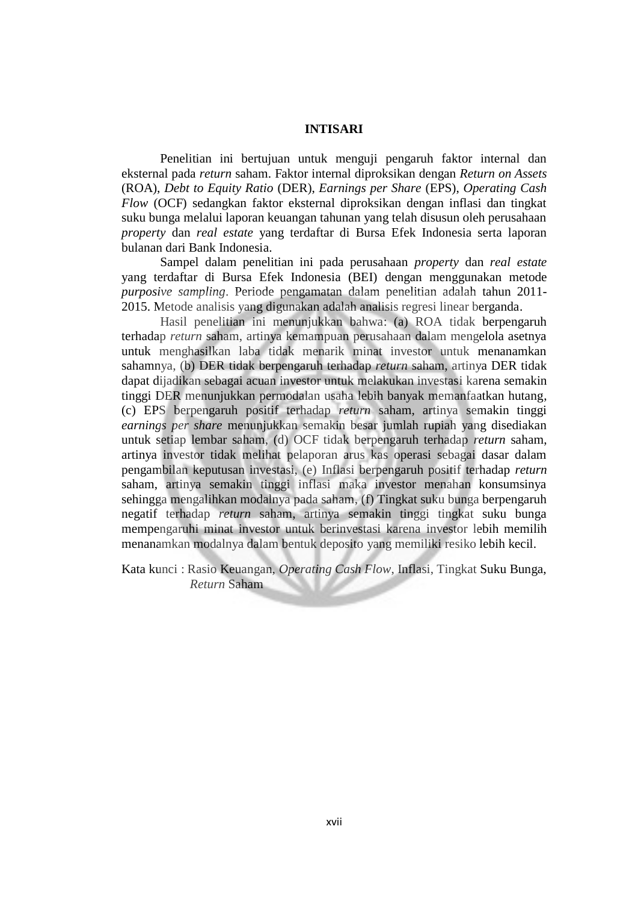# INTISARI

Penelitian ini bertujuan untuk menguji pengaruh faktor internal dan eksternal pada *return* saham. Faktor internal diproksikan dengan *Return on Assets* (ROA), *Debt to Equity Ratio* (DER), *Earnings per Share* (EPS), *Operating Cash Flow* (OCF) sedangkan faktor eksternal diproksikan dengan inflasi dan tingkat suku bunga melalui laporan keuangan tahunan yang telah disusun oleh perusahaan *property* dan *real estate* yang terdaftar di Bursa Efek Indonesia serta laporan bulanan dari Bank Indonesia.

Sampel dalam penelitian ini pada perusahaan *property* dan *real estate* yang terdaftar di Bursa Efek Indonesia (BEI) dengan menggunakan metode *purposive sampling*. Periode pengamatan dalam penelitian adalah tahun 2011-2015. Metode analisis yang digunakan adalah analisis regresi linear berganda.

Hasil penelitian ini menunjukkan bahwa: (a) ROA tidak berpengaruh terhadap *return* saham, artinya kemampuan perusahaan dalam mengelola asetnya untuk menghasilkan laba tidak menarik minat investor untuk menanamkan sahamnya, (b) DER tidak berpengaruh terhadap *return* saham, artinya DER tidak dapat dijadikan sebagai acuan investor untuk melakukan investasi karena semakin tinggi DER menunjukkan permodalan usaha lebih banyak memanfaatkan hutang, (c) EPS berpengaruh positif terhadap *return* saham, artinya semakin tinggi *earnings per share* menunjukkan semakin besar jumlah rupiah yang disediakan untuk setiap lembar saham, (d) OCF tidak berpengaruh terhadap *return* saham, artinya investor tidak melihat pelaporan arus kas operasi sebagai dasar dalam pengambilan keputusan investasi, (e) Inflasi berpengaruh positif terhadap *return* saham, artinya semakin tinggi inflasi maka investor menahan konsumsinya sehingga mengalihkan modalnya pada saham, (f) Tingkat suku bunga berpengaruh negatif terhadap *return* saham, artinya semakin tinggi tingkat suku bunga mempengaruhi minat investor untuk berinvestasi karena investor lebih memilih menanamkan modalnya dalam bentuk deposito yang memiliki resiko lebih kecil.

Kata kunci : Rasio Keuangan, *Operating Cash Flow*, Inflasi, Tingkat Suku Bunga, *Return* Saham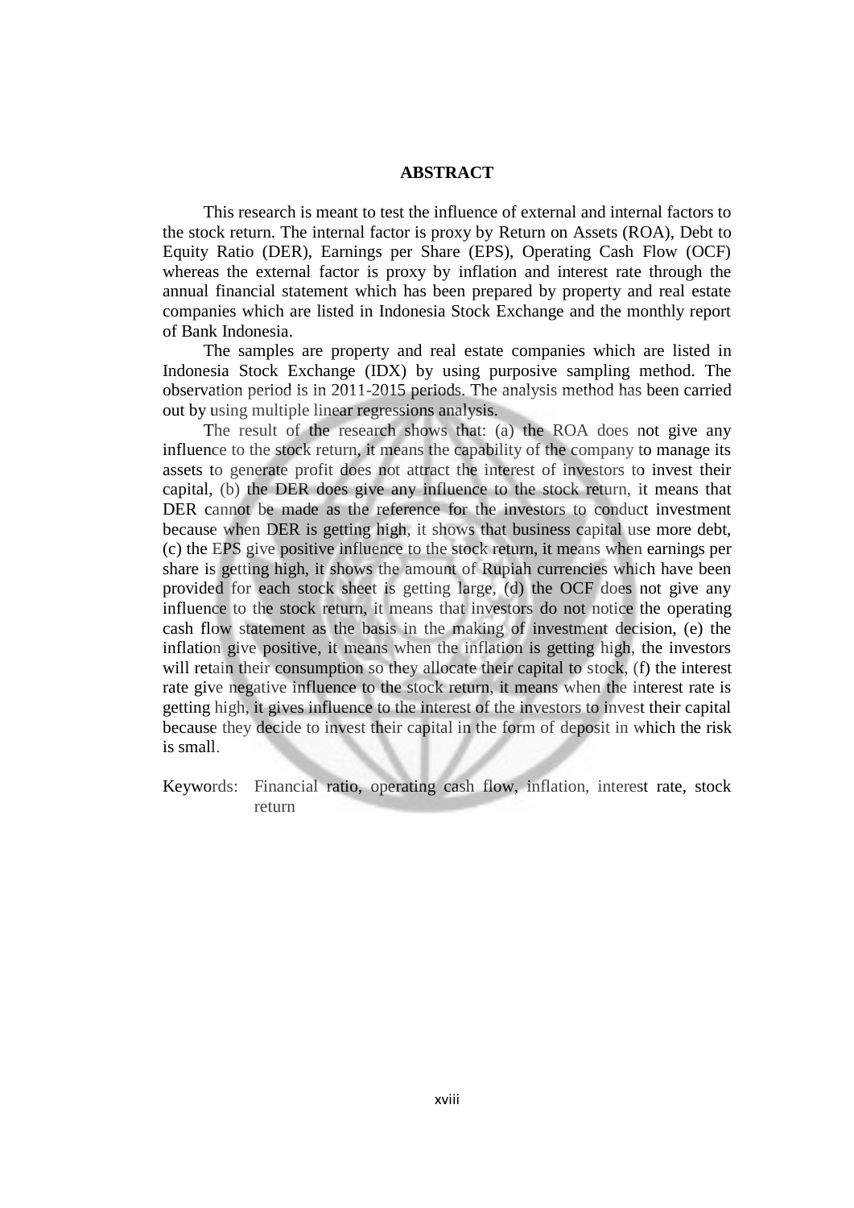# ABSTRACT

This research is meant to test the influence of external and internal factors to the stock return. The internal factor is proxy by Return on Assets (ROA), Debt to Equity Ratio (DER), Earnings per Share (EPS), Operating Cash Flow (OCF) whereas the external factor is proxy by inflation and interest rate through the annual financial statement which has been prepared by property and real estate companies which are listed in Indonesia Stock Exchange and the monthly report of Bank Indonesia.

The samples are property and real estate companies which are listed in Indonesia Stock Exchange (IDX) by using purposive sampling method. The observation period is in 2011-2015 periods. The analysis method has been carried out by using multiple linear regressions analysis.

The result of the research shows that: (a) the ROA does not give any influence to the stock return, it means the capability of the company to manage its assets to generate profit does not attract the interest of investors to invest their capital, (b) the DER does give any influence to the stock return, it means that DER cannot be made as the reference for the investors to conduct investment because when DER is getting high, it shows that business capital use more debt, (c) the EPS give positive influence to the stock return, it means when earnings per share is getting high, it shows the amount of Rupiah currencies which have been provided for each stock sheet is getting large, (d) the OCF does not give any influence to the stock return, it means that investors do not notice the operating cash flow statement as the basis in the making of investment decision, (e) the inflation give positive, it means when the inflation is getting high, the investors will retain their consumption so they allocate their capital to stock, (f) the interest rate give negative influence to the stock return, it means when the interest rate is getting high, it gives influence to the interest of the investors to invest their capital because they decide to invest their capital in the form of deposit in which the risk is small.

Keywords: Financial ratio, operating cash flow, inflation, interest rate, stock return